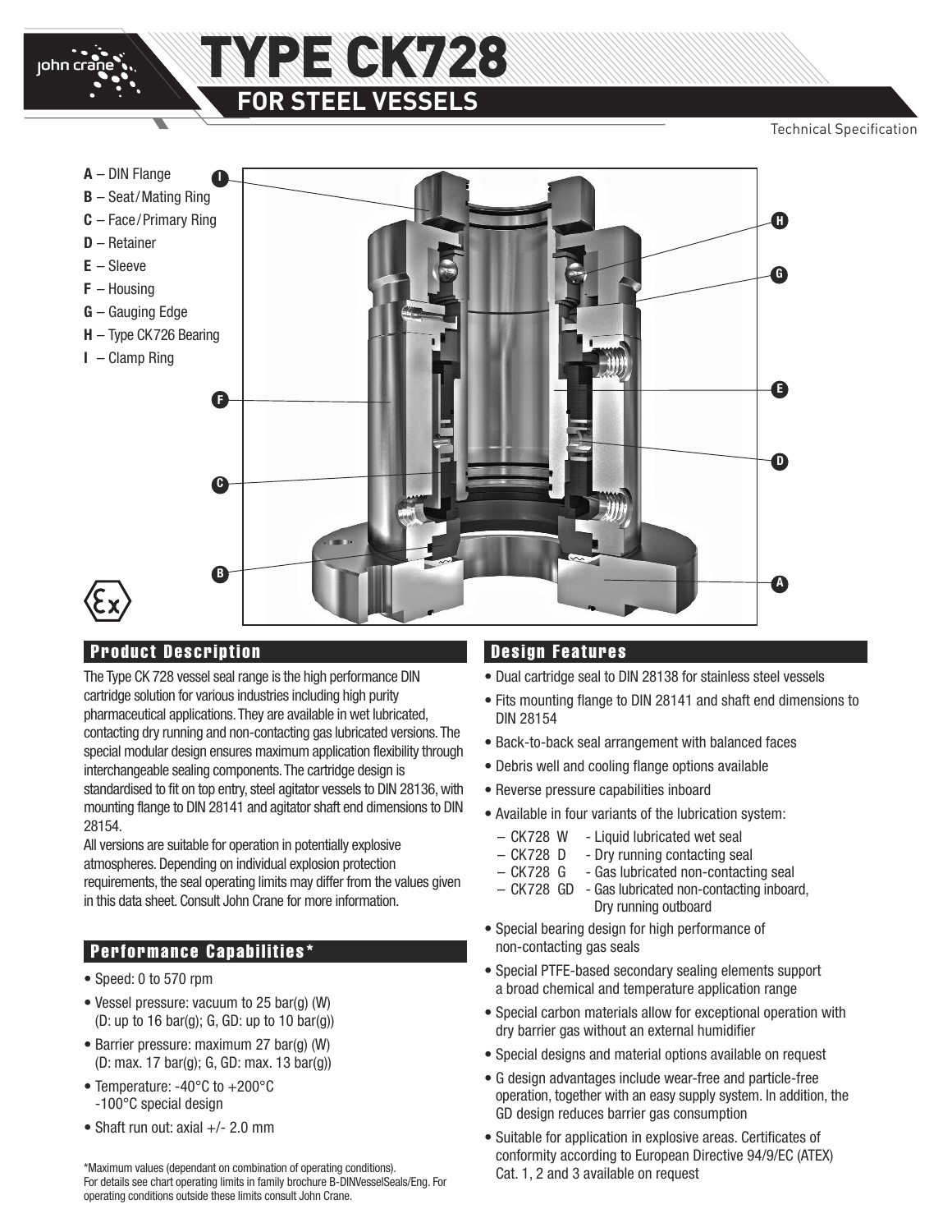# TYPE CK728

## FOR STEEL VESSELS

Technical Specification

**A** – DIN Flange
**B** – Seat/Mating Ring
**C** – Face/Primary Ring
**D** – Retainer
**E** – Sleeve
**F** – Housing
**G** – Gauging Edge
**H** – Type CK726 Bearing
**I** – Clamp Ring

## Product Description

The Type CK 728 vessel seal range is the high performance DIN cartridge solution for various industries including high purity pharmaceutical applications. They are available in wet lubricated, contacting dry running and non-contacting gas lubricated versions. The special modular design ensures maximum application flexibility through interchangeable sealing components. The cartridge design is standardised to fit on top entry, steel agitator vessels to DIN 28136, with mounting flange to DIN 28141 and agitator shaft end dimensions to DIN 28154.

All versions are suitable for operation in potentially explosive atmospheres. Depending on individual explosion protection requirements, the seal operating limits may differ from the values given in this data sheet. Consult John Crane for more information.

## Performance Capabilities*

- Speed: 0 to 570 rpm
- Vessel pressure: vacuum to 25 bar(g) (W) (D: up to 16 bar(g); G, GD: up to 10 bar(g))
- Barrier pressure: maximum 27 bar(g) (W) (D: max. 17 bar(g); G, GD: max. 13 bar(g))
- Temperature: -40°C to +200°C -100°C special design
- Shaft run out: axial +/- 2.0 mm

*Maximum values (dependant on combination of operating conditions). For details see chart operating limits in family brochure B-DINVesselSeals/Eng. For operating conditions outside these limits consult John Crane.

## Design Features

- Dual cartridge seal to DIN 28138 for stainless steel vessels
- Fits mounting flange to DIN 28141 and shaft end dimensions to DIN 28154
- Back-to-back seal arrangement with balanced faces
- Debris well and cooling flange options available
- Reverse pressure capabilities inboard
- Available in four variants of the lubrication system:
  - CK728 W - Liquid lubricated wet seal
  - CK728 D - Dry running contacting seal
  - CK728 G - Gas lubricated non-contacting seal
  - CK728 GD - Gas lubricated non-contacting inboard, Dry running outboard
- Special bearing design for high performance of non-contacting gas seals
- Special PTFE-based secondary sealing elements support a broad chemical and temperature application range
- Special carbon materials allow for exceptional operation with dry barrier gas without an external humidifier
- Special designs and material options available on request
- G design advantages include wear-free and particle-free operation, together with an easy supply system. In addition, the GD design reduces barrier gas consumption
- Suitable for application in explosive areas. Certificates of conformity according to European Directive 94/9/EC (ATEX) Cat. 1, 2 and 3 available on request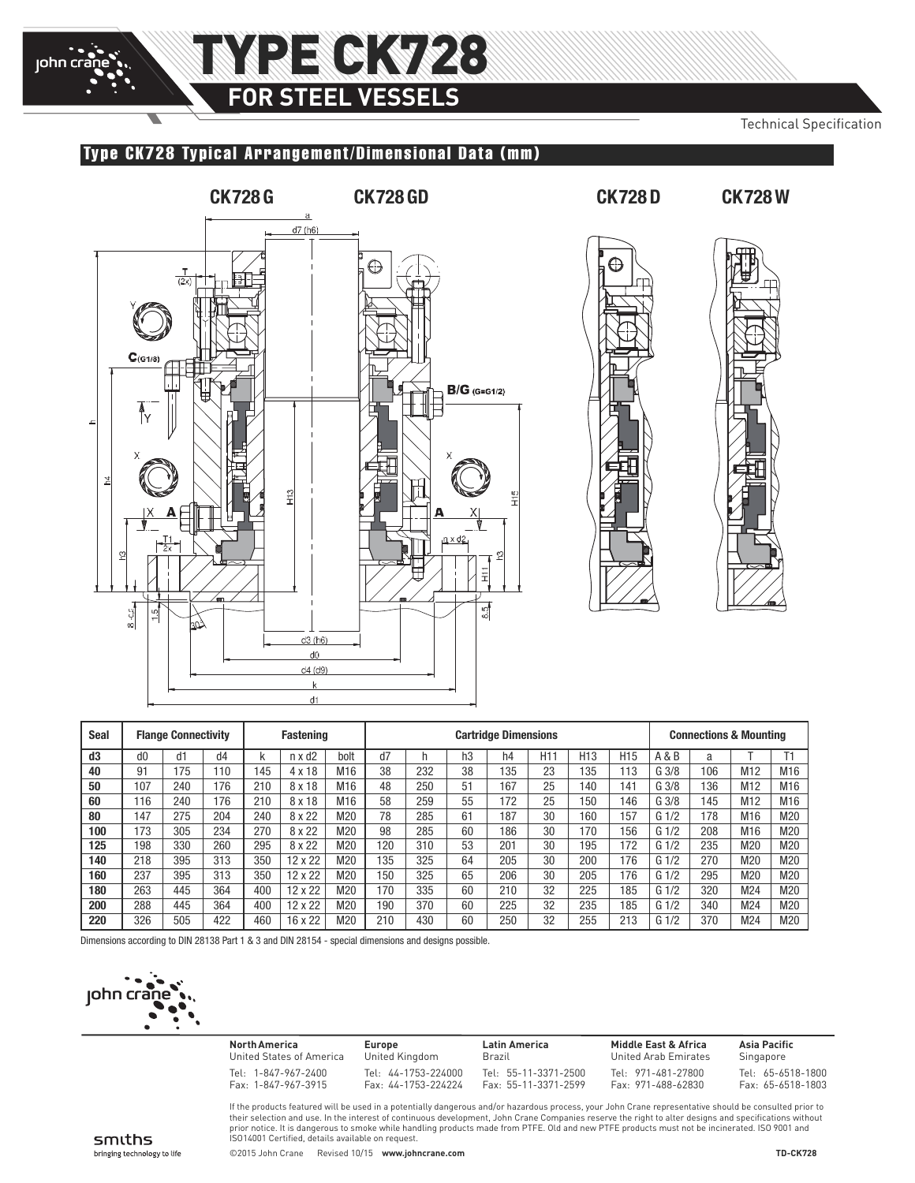# TYPE CK728

## FOR STEEL VESSELS

Technical Specification

### Type CK728 Typical Arrangement/Dimensional Data (mm)

CK728 G
CK728 GD
CK728 D
CK728 W

| Seal | Flange Connectivity | | | Fastening | | | Cartridge Dimensions | | | | | | | Connections & Mounting | | | |
|---|---|---|---|---|---|---|---|---|---|---|---|---|---|---|---|---|---|
| d3 | d0 | d1 | d4 | k | n x d2 | bolt | d7 | h | h3 | h4 | H11 | H13 | H15 | A & B | a | T | T1 |
| 40 | 91 | 175 | 110 | 145 | 4 x 18 | M16 | 38 | 232 | 38 | 135 | 23 | 135 | 113 | G 3/8 | 106 | M12 | M16 |
| 50 | 107 | 240 | 176 | 210 | 8 x 18 | M16 | 48 | 250 | 51 | 167 | 25 | 140 | 141 | G 3/8 | 136 | M12 | M16 |
| 60 | 116 | 240 | 176 | 210 | 8 x 18 | M16 | 58 | 259 | 55 | 172 | 25 | 150 | 146 | G 3/8 | 145 | M12 | M16 |
| 80 | 147 | 275 | 204 | 240 | 8 x 22 | M20 | 78 | 285 | 61 | 187 | 30 | 160 | 157 | G 1/2 | 178 | M16 | M20 |
| 100 | 173 | 305 | 234 | 270 | 8 x 22 | M20 | 98 | 285 | 60 | 186 | 30 | 170 | 156 | G 1/2 | 208 | M16 | M20 |
| 125 | 198 | 330 | 260 | 295 | 8 x 22 | M20 | 120 | 310 | 53 | 201 | 30 | 195 | 172 | G 1/2 | 235 | M20 | M20 |
| 140 | 218 | 395 | 313 | 350 | 12 x 22 | M20 | 135 | 325 | 64 | 205 | 30 | 200 | 176 | G 1/2 | 270 | M20 | M20 |
| 160 | 237 | 395 | 313 | 350 | 12 x 22 | M20 | 150 | 325 | 65 | 206 | 30 | 205 | 176 | G 1/2 | 295 | M20 | M20 |
| 180 | 263 | 445 | 364 | 400 | 12 x 22 | M20 | 170 | 335 | 60 | 210 | 32 | 225 | 185 | G 1/2 | 320 | M24 | M20 |
| 200 | 288 | 445 | 364 | 400 | 12 x 22 | M20 | 190 | 370 | 60 | 225 | 32 | 235 | 185 | G 1/2 | 340 | M24 | M20 |
| 220 | 326 | 505 | 422 | 460 | 16 x 22 | M20 | 210 | 430 | 60 | 250 | 32 | 255 | 213 | G 1/2 | 370 | M24 | M20 |

Dimensions according to DIN 28138 Part 1 & 3 and DIN 28154 - special dimensions and designs possible.

| North America | Europe | Latin America | Middle East & Africa | Asia Pacific |
|---|---|---|---|---|
| United States of America | United Kingdom | Brazil | United Arab Emirates | Singapore |
| Tel: 1-847-967-2400 | Tel: 44-1753-224000 | Tel: 55-11-3371-2500 | Tel: 971-481-27800 | Tel: 65-6518-1800 |
| Fax: 1-847-967-3915 | Fax: 44-1753-224224 | Fax: 55-11-3371-2599 | Fax: 971-488-62830 | Fax: 65-6518-1803 |

If the products featured will be used in a potentially dangerous and/or hazardous process, your John Crane representative should be consulted prior to their selection and use. In the interest of continuous development, John Crane Companies reserve the right to alter designs and specifications without prior notice. It is dangerous to smoke while handling products made from PTFE. Old and new PTFE products must not be incinerated. ISO 9001 and ISO14001 Certified, details available on request.

©2015 John Crane Revised 10/15 www.johncrane.com

TD-CK728